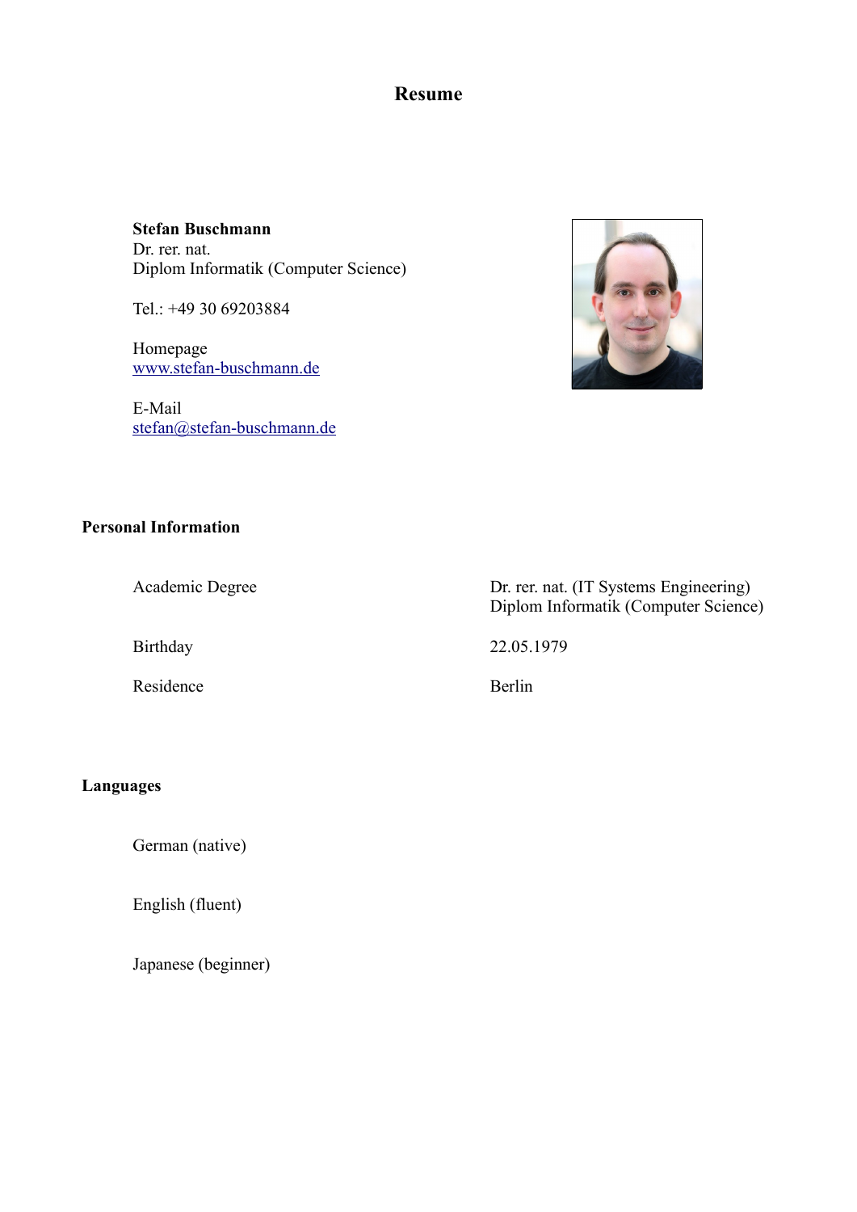# Resume

**Stefan Buschmann**
Dr. rer. nat.
Diplom Informatik (Computer Science)

Tel.: +49 30 69203884

Homepage
[www.stefan-buschmann.de](http://www.stefan-buschmann.de)

E-Mail
[stefan@stefan-buschmann.de](mailto:stefan@stefan-buschmann.de)

## Personal Information

| | |
|---|---|
| Academic Degree | Dr. rer. nat. (IT Systems Engineering)<br>Diplom Informatik (Computer Science) |
| Birthday | 22.05.1979 |
| Residence | Berlin |

## Languages

German (native)

English (fluent)

Japanese (beginner)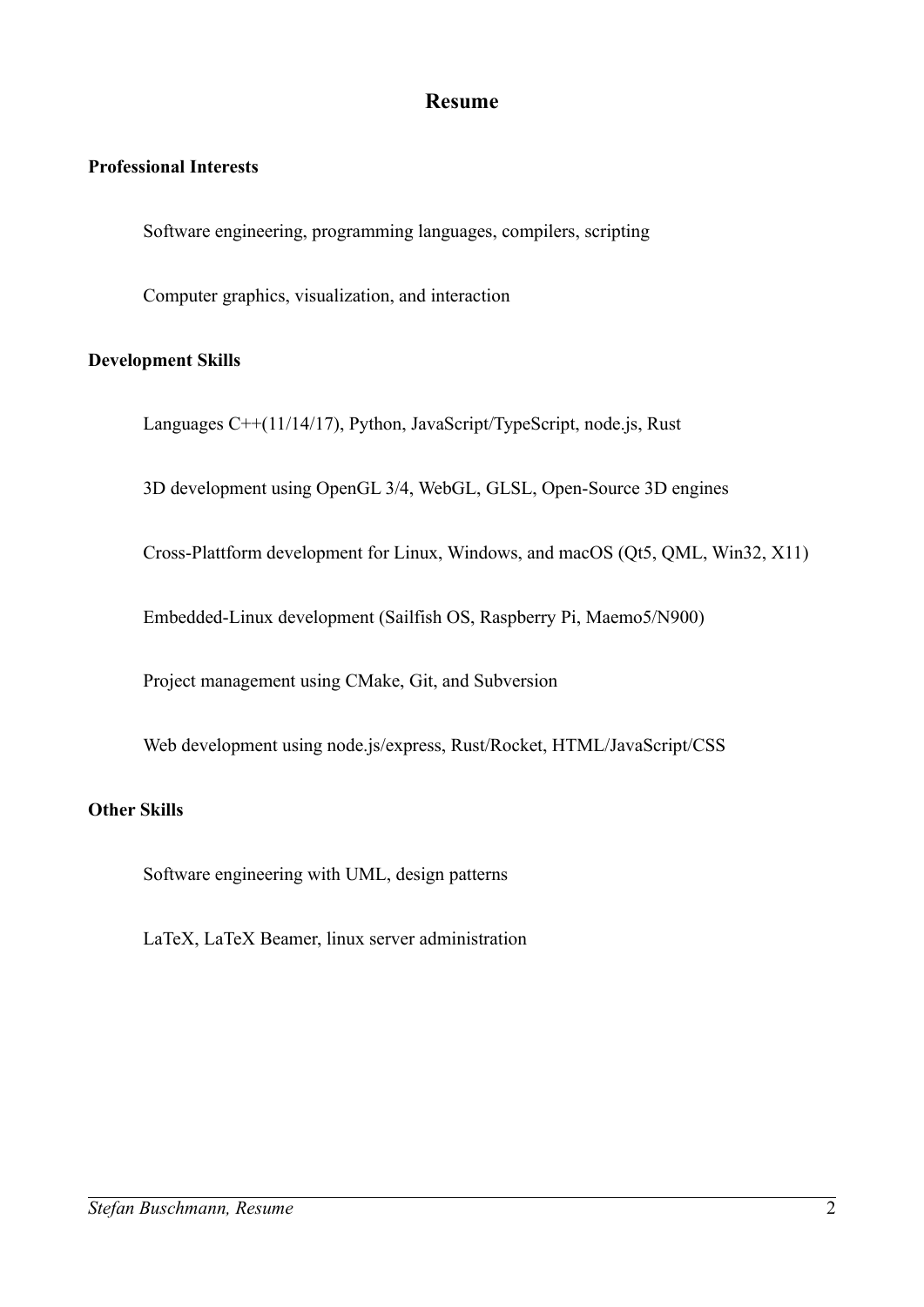# Resume

## Professional Interests

Software engineering, programming languages, compilers, scripting

Computer graphics, visualization, and interaction

## Development Skills

Languages C++(11/14/17), Python, JavaScript/TypeScript, node.js, Rust

3D development using OpenGL 3/4, WebGL, GLSL, Open-Source 3D engines

Cross-Plattform development for Linux, Windows, and macOS (Qt5, QML, Win32, X11)

Embedded-Linux development (Sailfish OS, Raspberry Pi, Maemo5/N900)

Project management using CMake, Git, and Subversion

Web development using node.js/express, Rust/Rocket, HTML/JavaScript/CSS

## Other Skills

Software engineering with UML, design patterns

LaTeX, LaTeX Beamer, linux server administration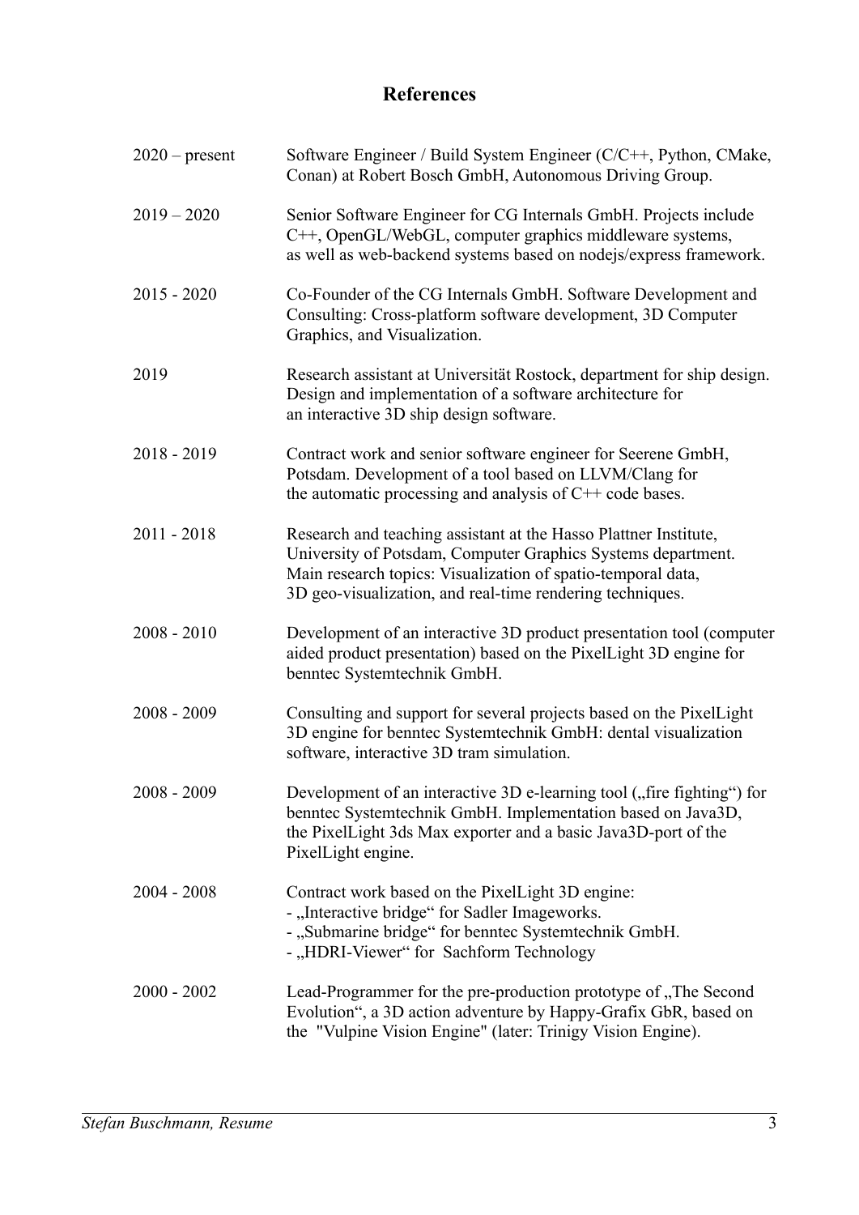# References

| | |
|---|---|
| 2020 – present | Software Engineer / Build System Engineer (C/C++, Python, CMake, Conan) at Robert Bosch GmbH, Autonomous Driving Group. |
| 2019 – 2020 | Senior Software Engineer for CG Internals GmbH. Projects include C++, OpenGL/WebGL, computer graphics middleware systems, as well as web-backend systems based on nodejs/express framework. |
| 2015 - 2020 | Co-Founder of the CG Internals GmbH. Software Development and Consulting: Cross-platform software development, 3D Computer Graphics, and Visualization. |
| 2019 | Research assistant at Universität Rostock, department for ship design. Design and implementation of a software architecture for an interactive 3D ship design software. |
| 2018 - 2019 | Contract work and senior software engineer for Seerene GmbH, Potsdam. Development of a tool based on LLVM/Clang for the automatic processing and analysis of C++ code bases. |
| 2011 - 2018 | Research and teaching assistant at the Hasso Plattner Institute, University of Potsdam, Computer Graphics Systems department. Main research topics: Visualization of spatio-temporal data, 3D geo-visualization, and real-time rendering techniques. |
| 2008 - 2010 | Development of an interactive 3D product presentation tool (computer aided product presentation) based on the PixelLight 3D engine for benntec Systemtechnik GmbH. |
| 2008 - 2009 | Consulting and support for several projects based on the PixelLight 3D engine for benntec Systemtechnik GmbH: dental visualization software, interactive 3D tram simulation. |
| 2008 - 2009 | Development of an interactive 3D e-learning tool („fire fighting“) for benntec Systemtechnik GmbH. Implementation based on Java3D, the PixelLight 3ds Max exporter and a basic Java3D-port of the PixelLight engine. |
| 2004 - 2008 | Contract work based on the PixelLight 3D engine:<br>- „Interactive bridge“ for Sadler Imageworks.<br>- „Submarine bridge“ for benntec Systemtechnik GmbH.<br>- „HDRI-Viewer“ for Sachform Technology |
| 2000 - 2002 | Lead-Programmer for the pre-production prototype of „The Second Evolution“, a 3D action adventure by Happy-Grafix GbR, based on the "Vulpine Vision Engine" (later: Trinigy Vision Engine). |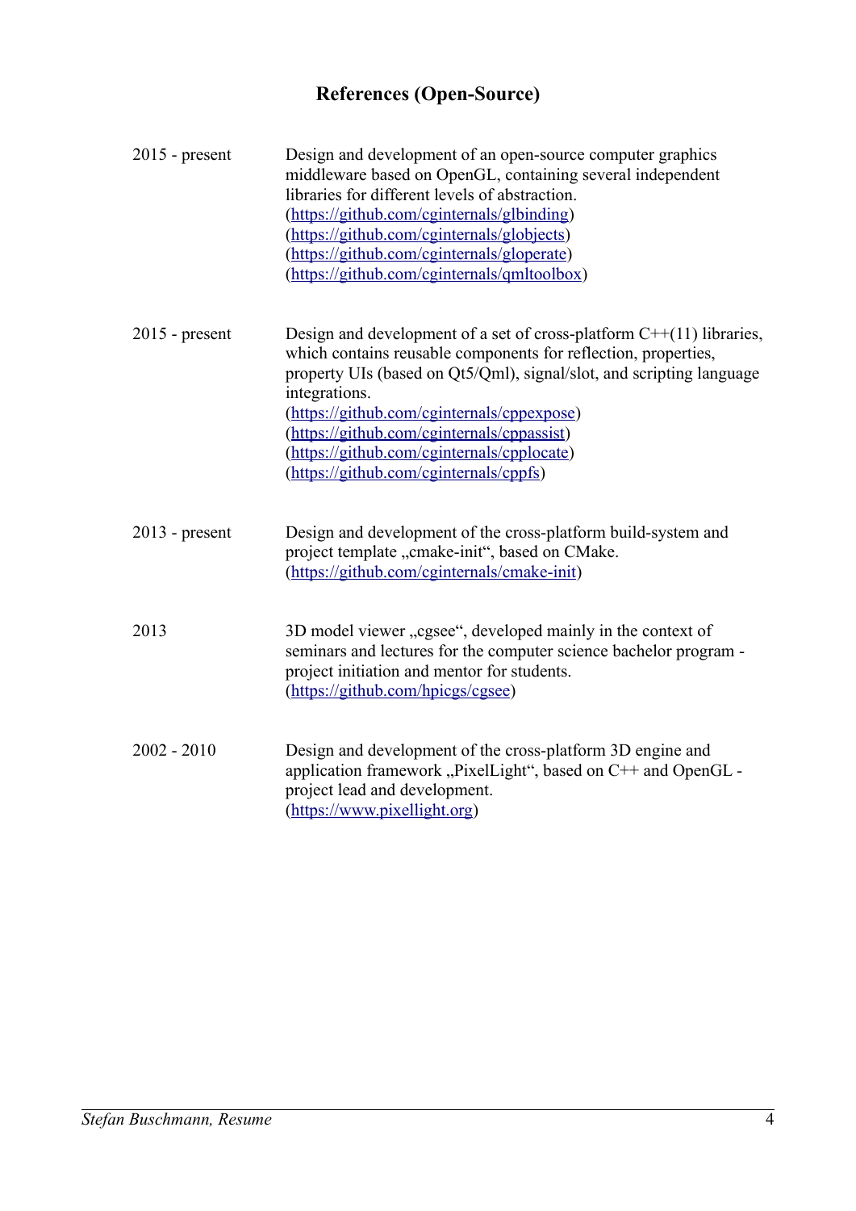## References (Open-Source)

| | |
|---|---|
| 2015 - present | Design and development of an open-source computer graphics middleware based on OpenGL, containing several independent libraries for different levels of abstraction. (https://github.com/cginternals/glbinding) (https://github.com/cginternals/globjects) (https://github.com/cginternals/gloperate) (https://github.com/cginternals/qmltoolbox) |
| 2015 - present | Design and development of a set of cross-platform C++(11) libraries, which contains reusable components for reflection, properties, property UIs (based on Qt5/Qml), signal/slot, and scripting language integrations. (https://github.com/cginternals/cppexpose) (https://github.com/cginternals/cppassist) (https://github.com/cginternals/cpplocate) (https://github.com/cginternals/cppfs) |
| 2013 - present | Design and development of the cross-platform build-system and project template „cmake-init“, based on CMake. (https://github.com/cginternals/cmake-init) |
| 2013 | 3D model viewer „cgsee“, developed mainly in the context of seminars and lectures for the computer science bachelor program - project initiation and mentor for students. (https://github.com/hpicgs/cgsee) |
| 2002 - 2010 | Design and development of the cross-platform 3D engine and application framework „PixelLight“, based on C++ and OpenGL - project lead and development. (https://www.pixellight.org) |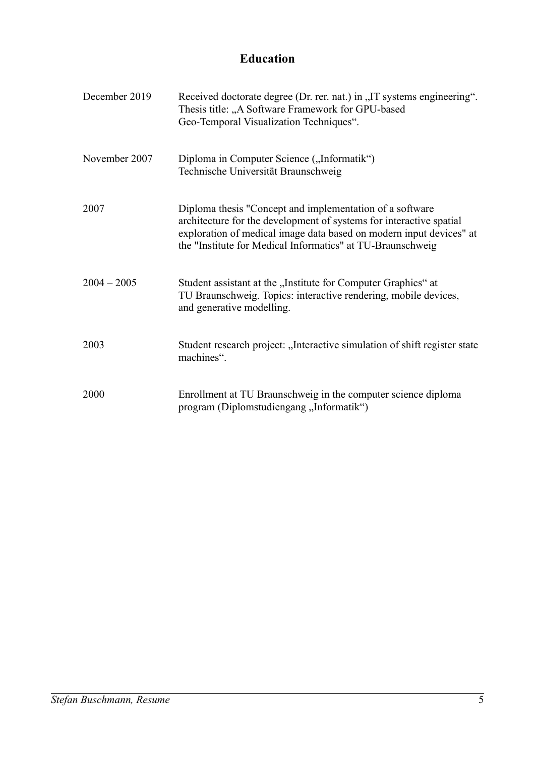## Education

| | |
|---|---|
| December 2019 | Received doctorate degree (Dr. rer. nat.) in „IT systems engineering“. Thesis title: „A Software Framework for GPU-based Geo-Temporal Visualization Techniques“. |
| November 2007 | Diploma in Computer Science („Informatik“) Technische Universität Braunschweig |
| 2007 | Diploma thesis "Concept and implementation of a software architecture for the development of systems for interactive spatial exploration of medical image data based on modern input devices" at the "Institute for Medical Informatics" at TU-Braunschweig |
| 2004 – 2005 | Student assistant at the „Institute for Computer Graphics“ at TU Braunschweig. Topics: interactive rendering, mobile devices, and generative modelling. |
| 2003 | Student research project: „Interactive simulation of shift register state machines“. |
| 2000 | Enrollment at TU Braunschweig in the computer science diploma program (Diplomstudiengang „Informatik“) |